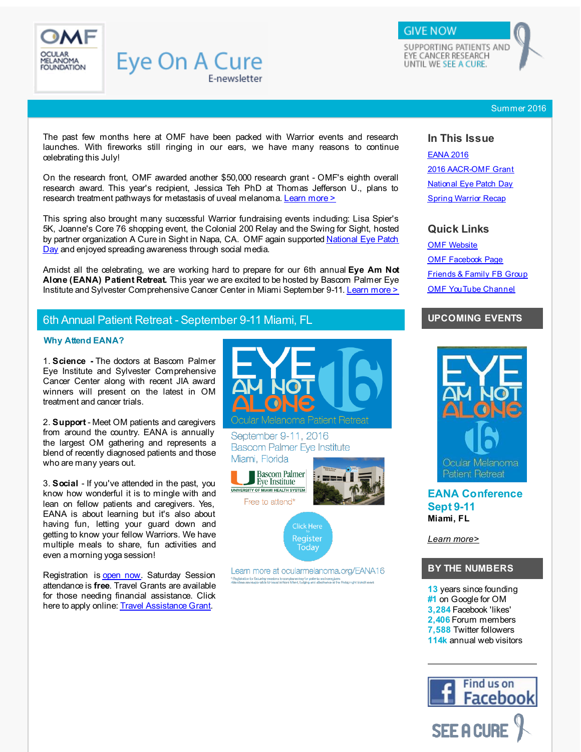# Eye On A Cure

E-newsletter

GIVE NOW

SUPPORTING PATIENTS AND EYE CANCER RESEARCH UNTIL WE SEE A CURE.

Summer 2016

The past few months here at OMF have been packed with Warrior events and research launches. With fireworks still ringing in our ears, we have many reasons to continue celebrating this July!

On the research front, OMF awarded another $50,000 research grant - OMF's eighth overall research award. This year's recipient, Jessica Teh PhD at Thomas Jefferson U., plans to research treatment pathways for metastasis of uveal melanoma. Learn more >

This spring also brought many successful Warrior fundraising events including: Lisa Spier's 5K, Joanne's Core 76 shopping event, the Colonial 200 Relay and the Swing for Sight, hosted by partner organization A Cure in Sight in Napa, CA. OMF again supported National Eye Patch Day and enjoyed spreading awareness through social media.

Amidst all the celebrating, we are working hard to prepare for our 6th annual **Eye Am Not Alone (EANA) Patient Retreat.** This year we are excited to be hosted by Bascom Palmer Eye Institute and Sylvester Comprehensive Cancer Center in Miami September 9-11. Learn more >

## 6th Annual Patient Retreat - September 9-11 Miami, FL

### Why Attend EANA?

1. **Science** - The doctors at Bascom Palmer Eye Institute and Sylvester Comprehensive Cancer Center along with recent JIA award winners will present on the latest in OM treatment and cancer trials.

2. **Support** - Meet OM patients and caregivers from around the country. EANA is annually the largest OM gathering and represents a blend of recently diagnosed patients and those who are many years out.

3. **Social** - If you've attended in the past, you know how wonderful it is to mingle with and lean on fellow patients and caregivers. Yes, EANA is about learning but it's also about having fun, letting your guard down and getting to know your fellow Warriors. We have multiple meals to share, fun activities and even a morning yoga session!

Registration is open now. Saturday Session attendance is **free**. Travel Grants are available for those needing financial assistance. Click here to apply online: Travel Assistance Grant.

EYE AM NOT ALONE 16

Ocular Melanoma Patient Retreat

September 9-11, 2016
Bascom Palmer Eye Institute
Miami, Florida

Bascom Palmer Eye Institute
UNIVERSITY OF MIAMI HEALTH SYSTEM

Free to attend*

Click Here to Register Today

Learn more at ocularmelanoma.org/EANA16

### In This Issue

- EANA 2016
- 2016 AACR-OMF Grant
- National Eye Patch Day
- Spring Warrior Recap

### Quick Links

- OMF Website
- OMF Facebook Page
- Friends & Family FB Group
- OMF YouTube Channel

### UPCOMING EVENTS

EYE AM NOT ALONE 16

Ocular Melanoma Patient Retreat

**EANA Conference Sept 9-11**
**Miami, FL**

*Learn more>*

### BY THE NUMBERS

**13** years since founding
**#1** on Google for OM
**3,284** Facebook 'likes'
**2,406** Forum members
**7,588** Twitter followers
**114k** annual web visitors

Find us on Facebook

SEE A CURE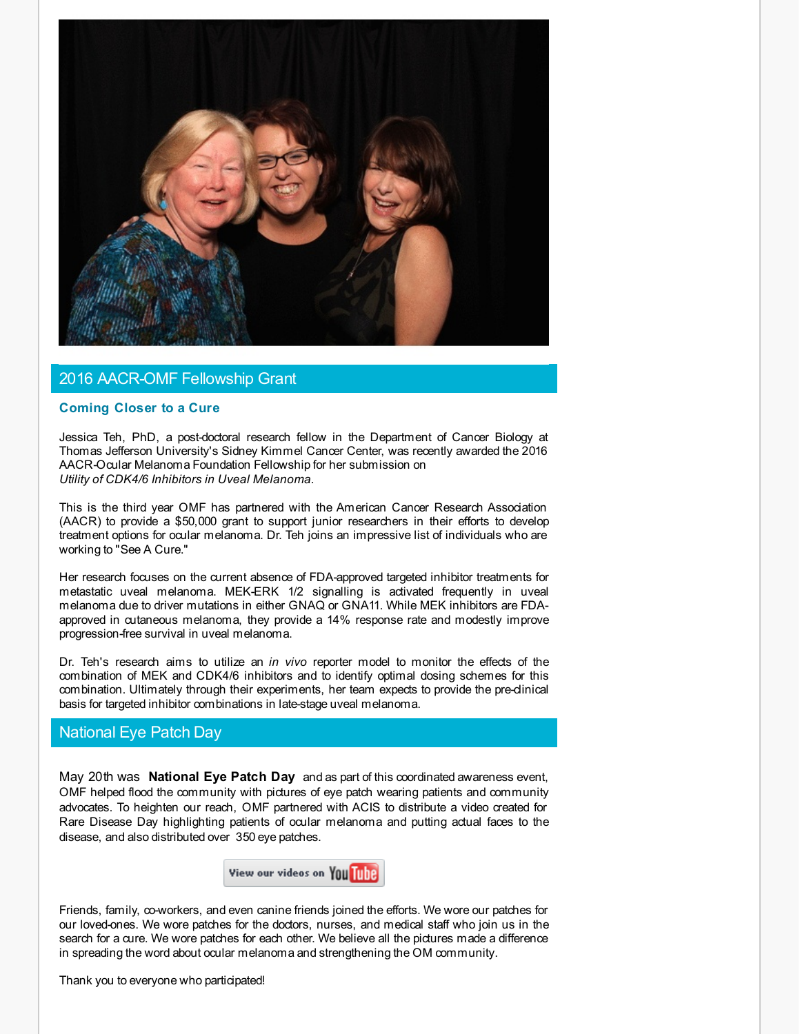## 2016 AACR-OMF Fellowship Grant

### Coming Closer to a Cure

Jessica Teh, PhD, a post-doctoral research fellow in the Department of Cancer Biology at Thomas Jefferson University's Sidney Kimmel Cancer Center, was recently awarded the 2016 AACR-Ocular Melanoma Foundation Fellowship for her submission on *Utility of CDK4/6 Inhibitors in Uveal Melanoma.*

This is the third year OMF has partnered with the American Cancer Research Association (AACR) to provide a $50,000 grant to support junior researchers in their efforts to develop treatment options for ocular melanoma. Dr. Teh joins an impressive list of individuals who are working to "See A Cure."

Her research focuses on the current absence of FDA-approved targeted inhibitor treatments for metastatic uveal melanoma. MEK-ERK 1/2 signalling is activated frequently in uveal melanoma due to driver mutations in either GNAQ or GNA11. While MEK inhibitors are FDA-approved in cutaneous melanoma, they provide a 14% response rate and modestly improve progression-free survival in uveal melanoma.

Dr. Teh's research aims to utilize an *in vivo* reporter model to monitor the effects of the combination of MEK and CDK4/6 inhibitors and to identify optimal dosing schemes for this combination. Ultimately through their experiments, her team expects to provide the pre-clinical basis for targeted inhibitor combinations in late-stage uveal melanoma.

## National Eye Patch Day

May 20th was **National Eye Patch Day** and as part of this coordinated awareness event, OMF helped flood the community with pictures of eye patch wearing patients and community advocates. To heighten our reach, OMF partnered with ACIS to distribute a video created for Rare Disease Day highlighting patients of ocular melanoma and putting actual faces to the disease, and also distributed over 350 eye patches.

View our videos on YouTube

Friends, family, co-workers, and even canine friends joined the efforts. We wore our patches for our loved-ones. We wore patches for the doctors, nurses, and medical staff who join us in the search for a cure. We wore patches for each other. We believe all the pictures made a difference in spreading the word about ocular melanoma and strengthening the OM community.

Thank you to everyone who participated!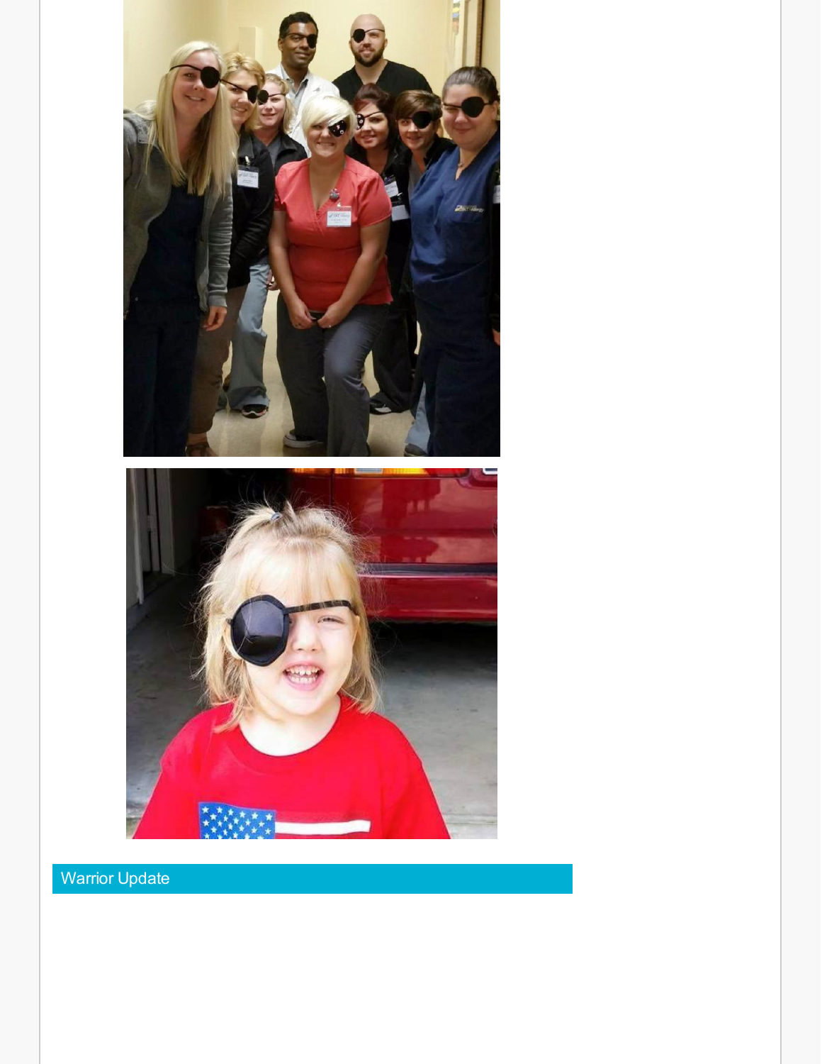## Warrior Update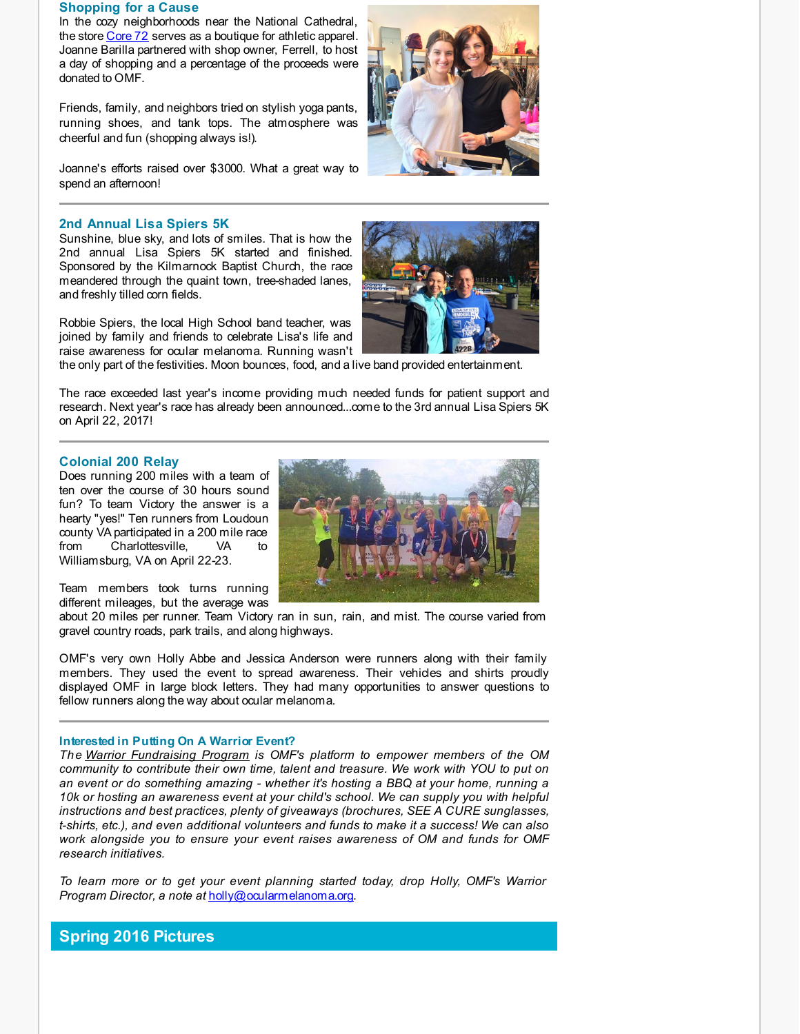### Shopping for a Cause

In the cozy neighborhoods near the National Cathedral, the store Core 72 serves as a boutique for athletic apparel. Joanne Barilla partnered with shop owner, Ferrell, to host a day of shopping and a percentage of the proceeds were donated to OMF.

Friends, family, and neighbors tried on stylish yoga pants, running shoes, and tank tops. The atmosphere was cheerful and fun (shopping always is!).

Joanne's efforts raised over $3000. What a great way to spend an afternoon!

---

### 2nd Annual Lisa Spiers 5K

Sunshine, blue sky, and lots of smiles. That is how the 2nd annual Lisa Spiers 5K started and finished. Sponsored by the Kilmarnock Baptist Church, the race meandered through the quaint town, tree-shaded lanes, and freshly tilled corn fields.

Robbie Spiers, the local High School band teacher, was joined by family and friends to celebrate Lisa's life and raise awareness for ocular melanoma. Running wasn't the only part of the festivities. Moon bounces, food, and a live band provided entertainment.

The race exceeded last year's income providing much needed funds for patient support and research. Next year's race has already been announced...come to the 3rd annual Lisa Spiers 5K on April 22, 2017!

---

### Colonial 200 Relay

Does running 200 miles with a team of ten over the course of 30 hours sound fun? To team Victory the answer is a hearty "yes!" Ten runners from Loudoun county VA participated in a 200 mile race from Charlottesville, VA to Williamsburg, VA on April 22-23.

Team members took turns running different mileages, but the average was about 20 miles per runner. Team Victory ran in sun, rain, and mist. The course varied from gravel country roads, park trails, and along highways.

OMF's very own Holly Abbe and Jessica Anderson were runners along with their family members. They used the event to spread awareness. Their vehicles and shirts proudly displayed OMF in large block letters. They had many opportunities to answer questions to fellow runners along the way about ocular melanoma.

---

### Interested in Putting On A Warrior Event?

*The Warrior Fundraising Program is OMF's platform to empower members of the OM community to contribute their own time, talent and treasure. We work with YOU to put on an event or do something amazing - whether it's hosting a BBQ at your home, running a 10k or hosting an awareness event at your child's school. We can supply you with helpful instructions and best practices, plenty of giveaways (brochures, SEE A CURE sunglasses, t-shirts, etc.), and even additional volunteers and funds to make it a success! We can also work alongside you to ensure your event raises awareness of OM and funds for OMF research initiatives.*

*To learn more or to get your event planning started today, drop Holly, OMF's Warrior Program Director, a note at holly@ocularmelanoma.org.*

## Spring 2016 Pictures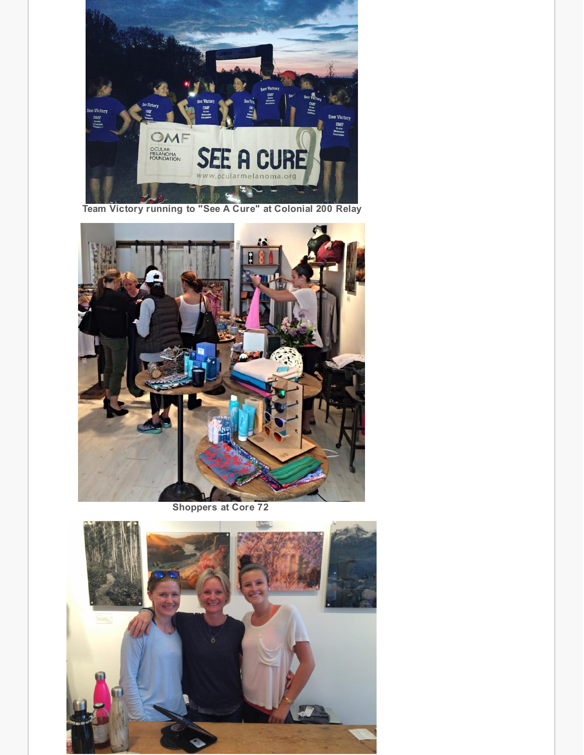Team Victory running to "See A Cure" at Colonial 200 Relay

Shoppers at Core 72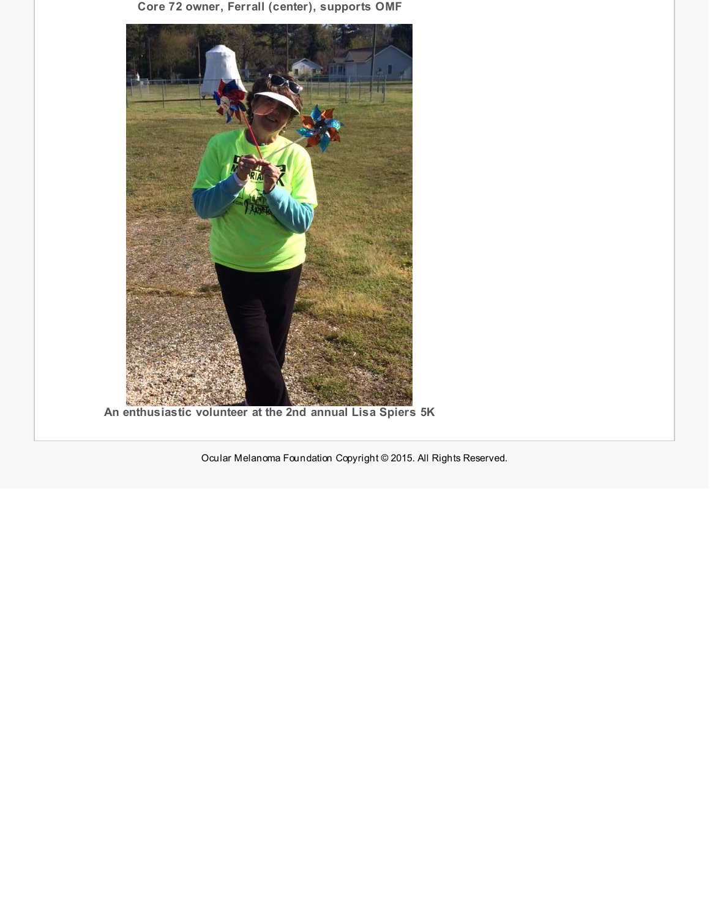**Core 72 owner, Ferrall (center), supports OMF**

**An enthusiastic volunteer at the 2nd annual Lisa Spiers 5K**

Ocular Melanoma Foundation Copyright © 2015. All Rights Reserved.